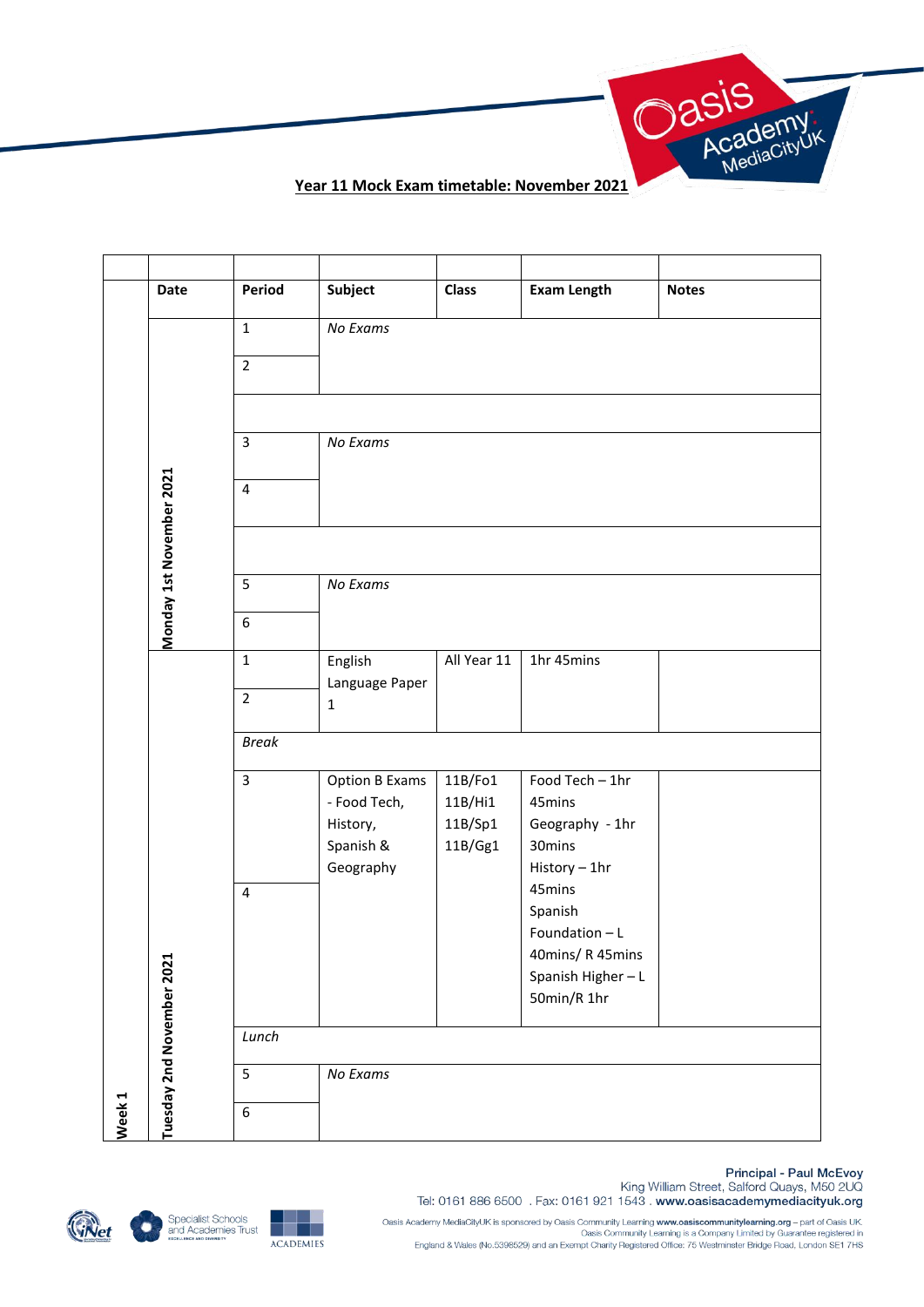**Year 11 Mock Exam timetable: November 2021**

| | Date | Period | Subject | Class | Exam Length | Notes |
|---|---|---|---|---|---|---|
| Week 1 | Monday 1st November 2021 | 1 | *No Exams* | | | |
| | | 2 | | | | |
| | | | | | | |
| | | 3 | *No Exams* | | | |
| | | 4 | | | | |
| | | | | | | |
| | | 5 | *No Exams* | | | |
| | | 6 | | | | |
| | Tuesday 2nd November 2021 | 1 | English Language Paper 1 | All Year 11 | 1hr 45mins | |
| | | 2 | | | | |
| | | *Break* | | | | |
| | | 3 | Option B Exams - Food Tech, History, Spanish & Geography | 11B/Fo1 11B/Hi1 11B/Sp1 11B/Gg1 | Food Tech – 1hr 45mins Geography - 1hr 30mins History – 1hr 45mins Spanish Foundation – L 40mins/ R 45mins Spanish Higher – L 50min/R 1hr | |
| | | 4 | | | | |
| | | *Lunch* | | | | |
| | | 5 | *No Exams* | | | |
| | | 6 | | | | |

Principal - Paul McEvoy
King William Street, Salford Quays, M50 2UQ
Tel: 0161 886 6500 . Fax: 0161 921 1543 . www.oasisacademymediacityuk.org

Oasis Academy MediaCityUK is sponsored by Oasis Community Learning www.oasiscommunitylearning.org – part of Oasis UK. Oasis Community Learning is a Company Limited by Guarantee registered in England & Wales (No.5398529) and an Exempt Charity Registered Office: 75 Westminster Bridge Road, London SE1 7HS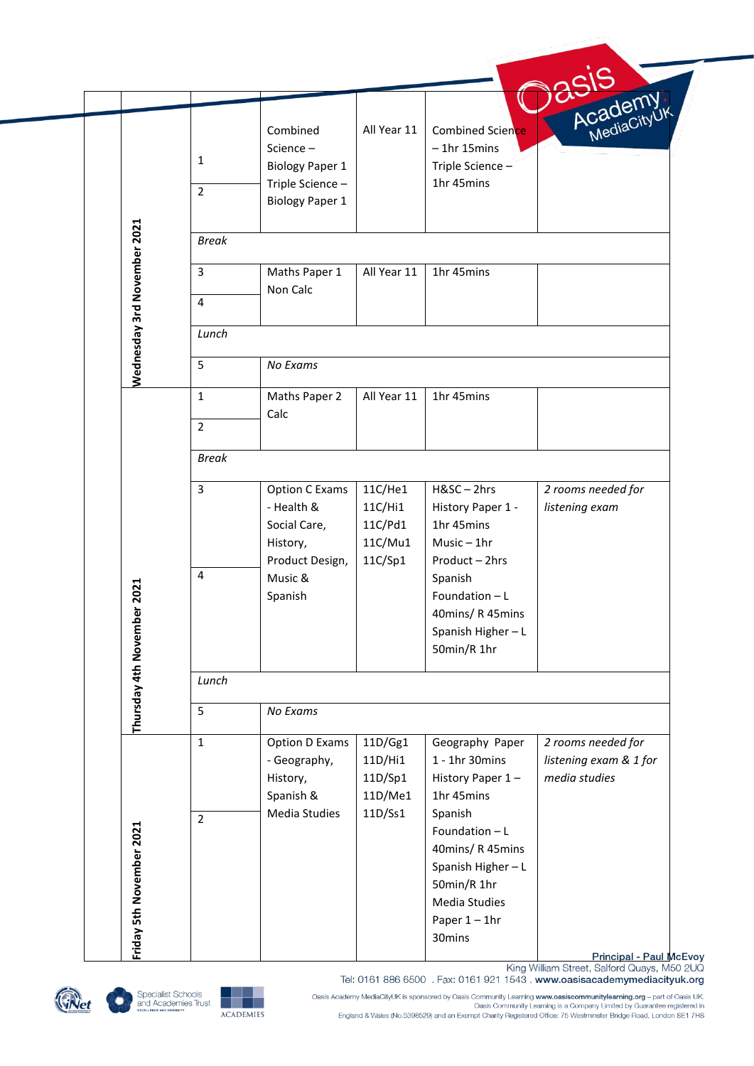| Day | Period | Exam | Group | Duration | Notes |
|---|---|---|---|---|---|
| Wednesday 3rd November 2021 | 1<br>2 | Combined Science – Biology Paper 1<br>Triple Science – Biology Paper 1 | All Year 11 | Combined Science – 1hr 15mins<br>Triple Science – 1hr 45mins | |
| | *Break* | | | | |
| | 3<br>4 | Maths Paper 1 Non Calc | All Year 11 | 1hr 45mins | |
| | *Lunch* | | | | |
| | 5 | *No Exams* | | | |
| Thursday 4th November 2021 | 1<br>2 | Maths Paper 2 Calc | All Year 11 | 1hr 45mins | |
| | *Break* | | | | |
| | 3<br>4 | Option C Exams - Health & Social Care, History, Product Design, Music & Spanish | 11C/He1<br>11C/Hi1<br>11C/Pd1<br>11C/Mu1<br>11C/Sp1 | H&SC – 2hrs<br>History Paper 1 - 1hr 45mins<br>Music – 1hr<br>Product – 2hrs<br>Spanish Foundation – L 40mins/ R 45mins<br>Spanish Higher – L 50min/R 1hr | *2 rooms needed for listening exam* |
| | *Lunch* | | | | |
| | 5 | *No Exams* | | | |
| Friday 5th November 2021 | 1<br>2 | Option D Exams - Geography, History, Spanish & Media Studies | 11D/Gg1<br>11D/Hi1<br>11D/Sp1<br>11D/Me1<br>11D/Ss1 | Geography Paper 1 - 1hr 30mins<br>History Paper 1 – 1hr 45mins<br>Spanish Foundation – L 40mins/ R 45mins<br>Spanish Higher – L 50min/R 1hr<br>Media Studies Paper 1 – 1hr 30mins | *2 rooms needed for listening exam & 1 for media studies* |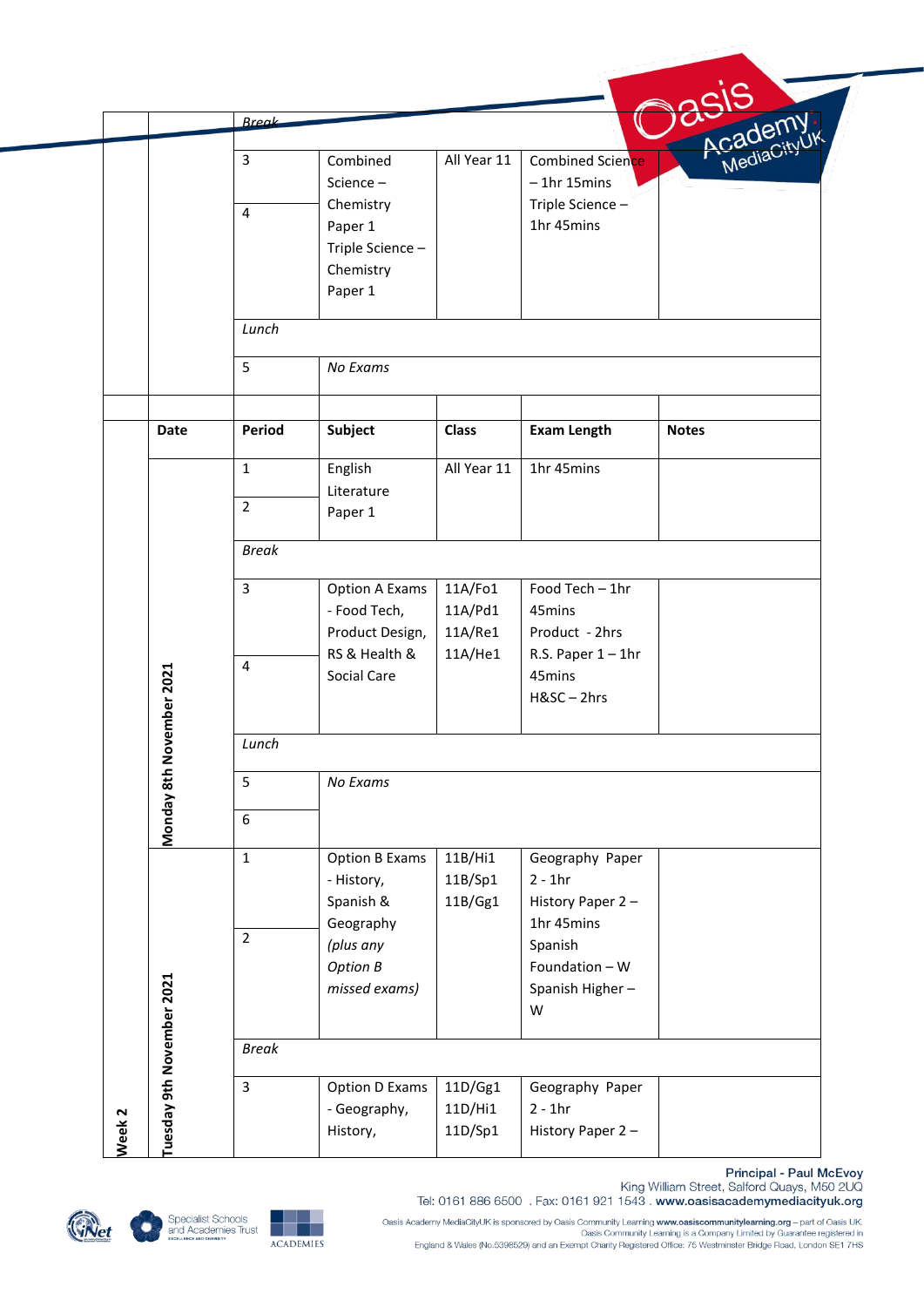| | | Break | | | | |
|---|---|---|---|---|---|---|
| | | 3 | Combined Science – Chemistry Paper 1 Triple Science – Chemistry Paper 1 | All Year 11 | Combined Science – 1hr 15mins Triple Science – 1hr 45mins | |
| | | 4 | | | | |
| | | *Lunch* | | | | |
| | | 5 | *No Exams* | | | |
| | | | | | | |
| | **Date** | **Period** | **Subject** | **Class** | **Exam Length** | **Notes** |
| | Monday 8th November 2021 | 1 | English Literature Paper 1 | All Year 11 | 1hr 45mins | |
| | | 2 | | | | |
| | | *Break* | | | | |
| | | 3 | Option A Exams - Food Tech, Product Design, RS & Health & Social Care | 11A/Fo1 11A/Pd1 11A/Re1 11A/He1 | Food Tech – 1hr 45mins Product - 2hrs R.S. Paper 1 – 1hr 45mins H&SC – 2hrs | |
| | | 4 | | | | |
| | | *Lunch* | | | | |
| | | 5 | *No Exams* | | | |
| | | 6 | | | | |
| Week 2 | Tuesday 9th November 2021 | 1 | Option B Exams - History, Spanish & Geography *(plus any Option B missed exams)* | 11B/Hi1 11B/Sp1 11B/Gg1 | Geography Paper 2 - 1hr History Paper 2 – 1hr 45mins Spanish Foundation – W Spanish Higher – W | |
| | | 2 | | | | |
| | | *Break* | | | | |
| | | 3 | Option D Exams - Geography, History, | 11D/Gg1 11D/Hi1 11D/Sp1 | Geography Paper 2 - 1hr History Paper 2 – | |

Principal - Paul McEvoy
King William Street, Salford Quays, M50 2UQ
Tel: 0161 886 6500 . Fax: 0161 921 1543 . www.oasisacademymediacityuk.org

Oasis Academy MediaCityUK is sponsored by Oasis Community Learning www.oasiscommunitylearning.org – part of Oasis UK. Oasis Community Learning is a Company Limited by Guarantee registered in England & Wales (No.5398529) and an Exempt Charity Registered Office: 75 Westminster Bridge Road, London SE1 7HS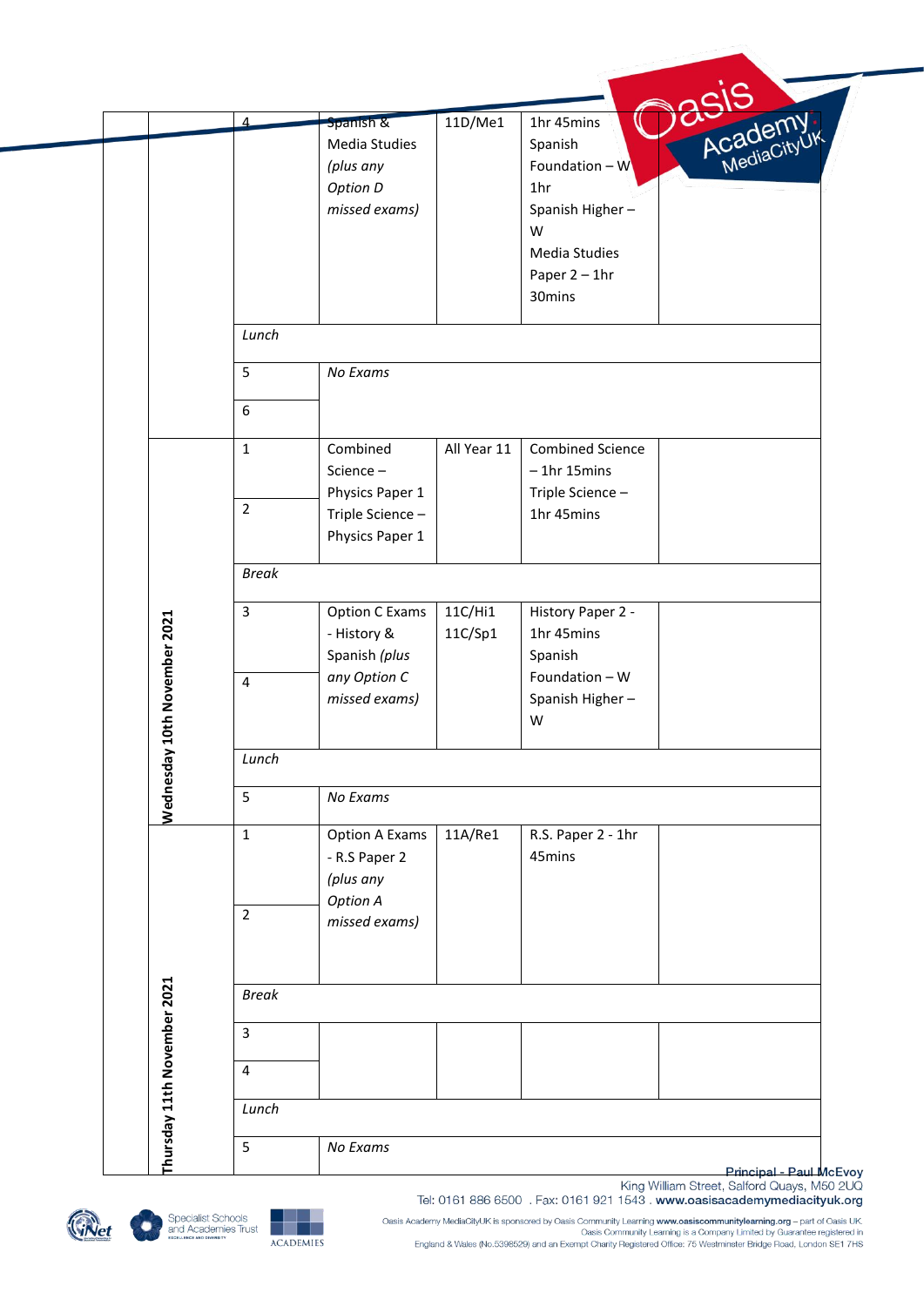| | | | | | | |
|---|---|---|---|---|---|---|
| | | 4 | Spanish & Media Studies *(plus any Option D missed exams)* | 11D/Me1 | 1hr 45mins Spanish Foundation – W 1hr Spanish Higher – W Media Studies Paper 2 – 1hr 30mins | |
| | | *Lunch* | | | | |
| | | 5 | *No Exams* | | | |
| | | 6 | | | | |
| | Wednesday 10th November 2021 | 1 | Combined Science – Physics Paper 1 Triple Science – Physics Paper 1 | All Year 11 | Combined Science – 1hr 15mins Triple Science – 1hr 45mins | |
| | | 2 | | | | |
| | | *Break* | | | | |
| | | 3 | Option C Exams - History & Spanish *(plus any Option C missed exams)* | 11C/Hi1 11C/Sp1 | History Paper 2 - 1hr 45mins Spanish Foundation – W Spanish Higher – W | |
| | | 4 | | | | |
| | | *Lunch* | | | | |
| | | 5 | *No Exams* | | | |
| | Thursday 11th November 2021 | 1 | Option A Exams - R.S Paper 2 *(plus any Option A missed exams)* | 11A/Re1 | R.S. Paper 2 - 1hr 45mins | |
| | | 2 | | | | |
| | | *Break* | | | | |
| | | 3 | | | | |
| | | 4 | | | | |
| | | *Lunch* | | | | |
| | | 5 | *No Exams* | | | |

Principal - Paul McEvoy
King William Street, Salford Quays, M50 2UQ
Tel: 0161 886 6500 . Fax: 0161 921 1543 . www.oasisacademymediacityuk.org

Oasis Academy MediaCityUK is sponsored by Oasis Community Learning www.oasiscommunitylearning.org – part of Oasis UK. Oasis Community Learning is a Company Limited by Guarantee registered in England & Wales (No.5398529) and an Exempt Charity Registered Office: 75 Westminster Bridge Road, London SE1 7HS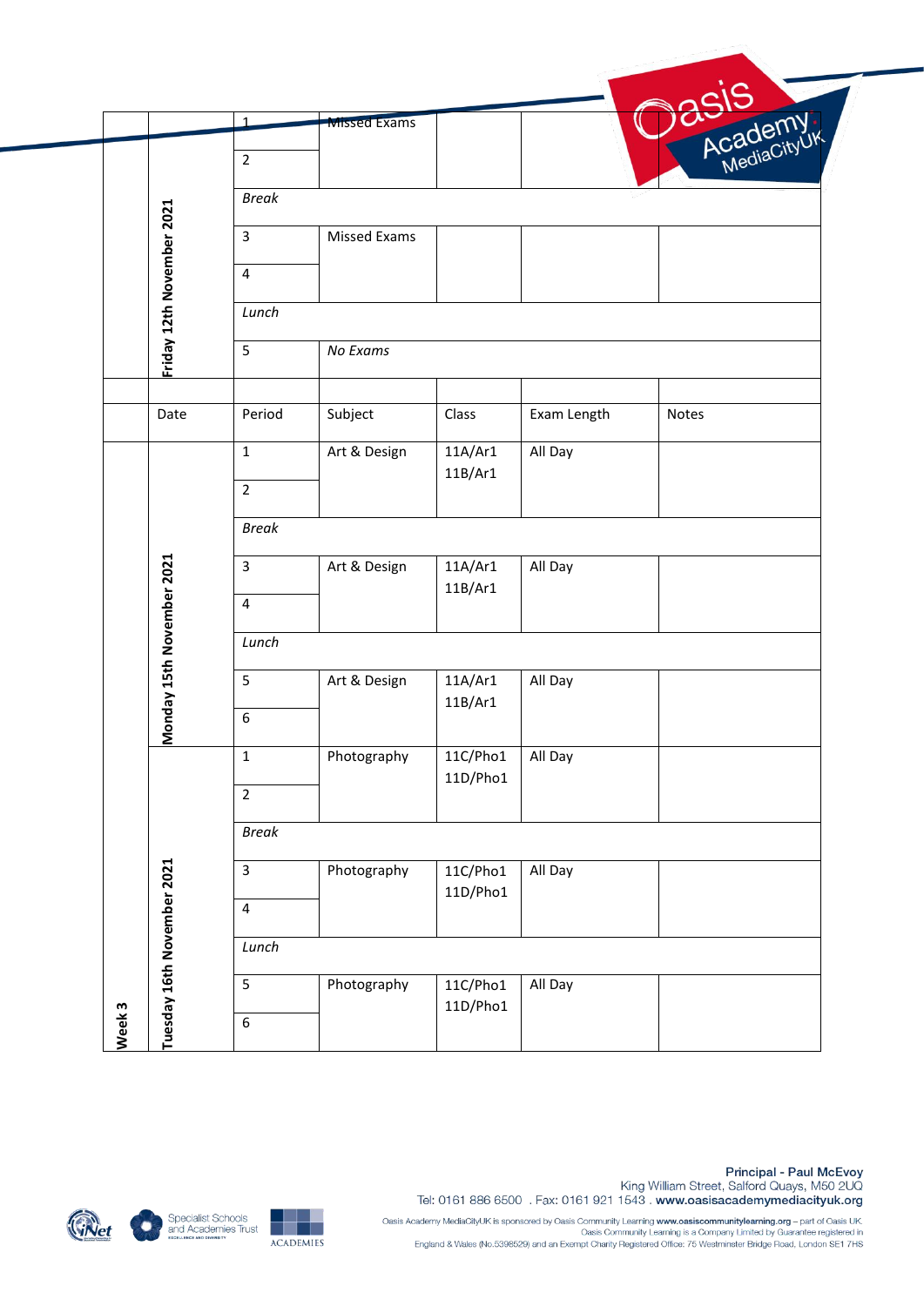| | | | | | | |
|---|---|---|---|---|---|---|
| | Friday 12th November 2021 | 1 | Missed Exams | | | |
| | | 2 | | | | |
| | | *Break* | | | | |
| | | 3 | Missed Exams | | | |
| | | 4 | | | | |
| | | *Lunch* | | | | |
| | | 5 | *No Exams* | | | |
| | | | | | | |
| | Date | Period | Subject | Class | Exam Length | Notes |
| Week 3 | Monday 15th November 2021 | 1 | Art & Design | 11A/Ar1 11B/Ar1 | All Day | |
| | | 2 | | | | |
| | | *Break* | | | | |
| | | 3 | Art & Design | 11A/Ar1 11B/Ar1 | All Day | |
| | | 4 | | | | |
| | | *Lunch* | | | | |
| | | 5 | Art & Design | 11A/Ar1 11B/Ar1 | All Day | |
| | | 6 | | | | |
| | Tuesday 16th November 2021 | 1 | Photography | 11C/Pho1 11D/Pho1 | All Day | |
| | | 2 | | | | |
| | | *Break* | | | | |
| | | 3 | Photography | 11C/Pho1 11D/Pho1 | All Day | |
| | | 4 | | | | |
| | | *Lunch* | | | | |
| | | 5 | Photography | 11C/Pho1 11D/Pho1 | All Day | |
| | | 6 | | | | |